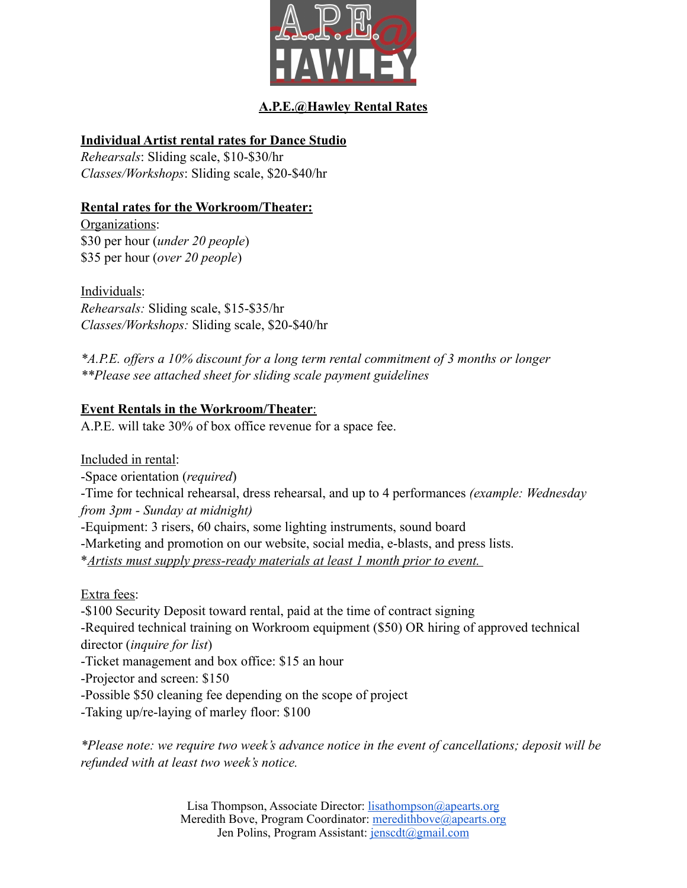# A.P.E.@Hawley Rental Rates

## Individual Artist rental rates for Dance Studio

*Rehearsals*: Sliding scale, $10-$30/hr
*Classes/Workshops*: Sliding scale, $20-$40/hr

## Rental rates for the Workroom/Theater:

Organizations:
$30 per hour (*under 20 people*)
$35 per hour (*over 20 people*)

Individuals:
*Rehearsals:* Sliding scale, $15-$35/hr
*Classes/Workshops:* Sliding scale, $20-$40/hr

*\*A.P.E. offers a 10% discount for a long term rental commitment of 3 months or longer*
*\*\*Please see attached sheet for sliding scale payment guidelines*

## Event Rentals in the Workroom/Theater:

A.P.E. will take 30% of box office revenue for a space fee.

Included in rental:
- Space orientation (*required*)
- Time for technical rehearsal, dress rehearsal, and up to 4 performances *(example: Wednesday from 3pm - Sunday at midnight)*
- Equipment: 3 risers, 60 chairs, some lighting instruments, sound board
- Marketing and promotion on our website, social media, e-blasts, and press lists.

\**Artists must supply press-ready materials at least 1 month prior to event.*

Extra fees:
- $100 Security Deposit toward rental, paid at the time of contract signing
- Required technical training on Workroom equipment ($50) OR hiring of approved technical director (*inquire for list*)
- Ticket management and box office: $15 an hour
- Projector and screen: $150
- Possible $50 cleaning fee depending on the scope of project
- Taking up/re-laying of marley floor: $100

*\*Please note: we require two week's advance notice in the event of cancellations; deposit will be refunded with at least two week's notice.*

Lisa Thompson, Associate Director: lisathompson@apearts.org
Meredith Bove, Program Coordinator: meredithbove@apearts.org
Jen Polins, Program Assistant: jenscdt@gmail.com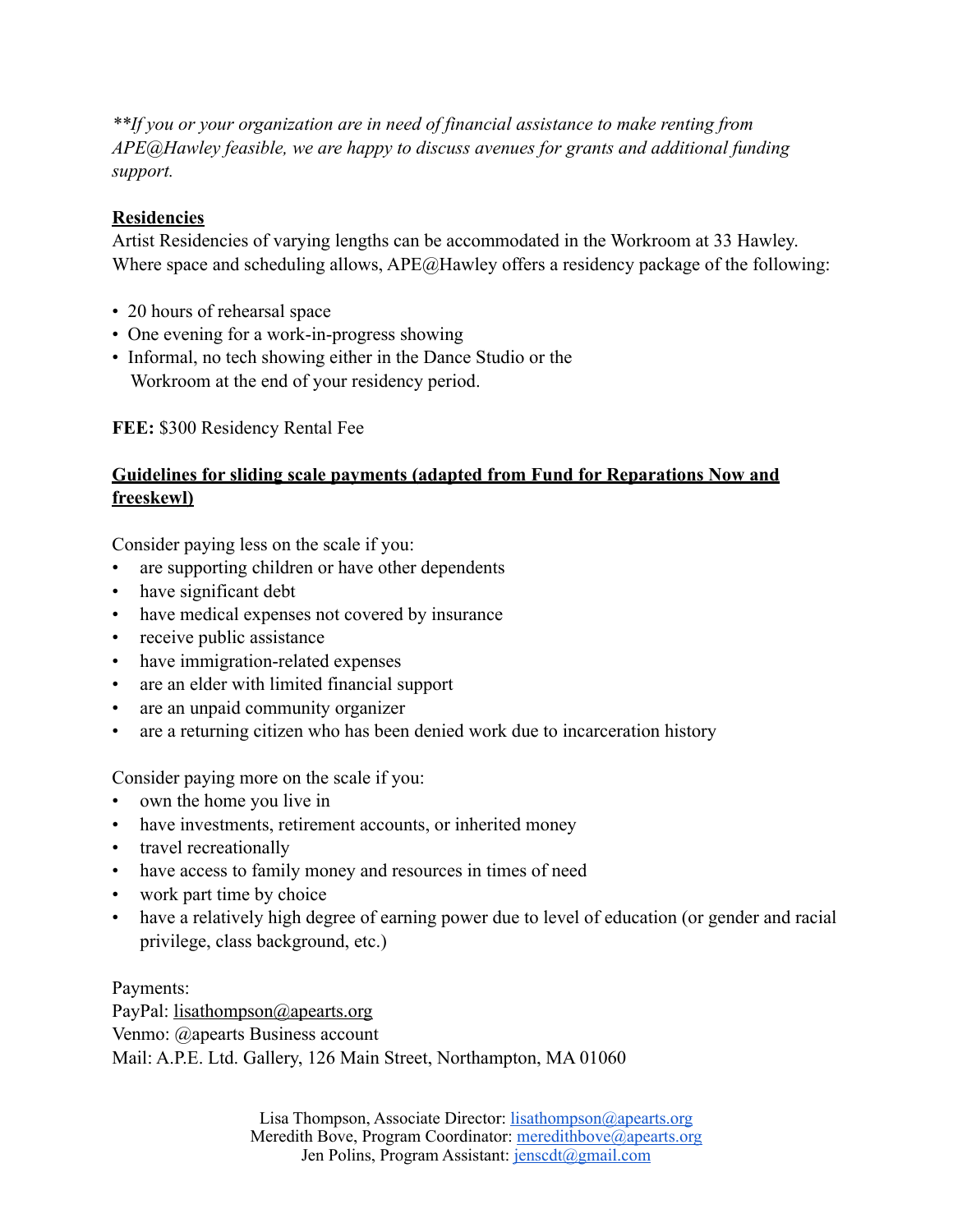*\*\*If you or your organization are in need of financial assistance to make renting from APE@Hawley feasible, we are happy to discuss avenues for grants and additional funding support.*

## <u>Residencies</u>

Artist Residencies of varying lengths can be accommodated in the Workroom at 33 Hawley. Where space and scheduling allows, APE@Hawley offers a residency package of the following:

- 20 hours of rehearsal space
- One evening for a work-in-progress showing
- Informal, no tech showing either in the Dance Studio or the Workroom at the end of your residency period.

**FEE:** $300 Residency Rental Fee

## <u>Guidelines for sliding scale payments (adapted from Fund for Reparations Now and freeskewl)</u>

Consider paying less on the scale if you:

- are supporting children or have other dependents
- have significant debt
- have medical expenses not covered by insurance
- receive public assistance
- have immigration-related expenses
- are an elder with limited financial support
- are an unpaid community organizer
- are a returning citizen who has been denied work due to incarceration history

Consider paying more on the scale if you:

- own the home you live in
- have investments, retirement accounts, or inherited money
- travel recreationally
- have access to family money and resources in times of need
- work part time by choice
- have a relatively high degree of earning power due to level of education (or gender and racial privilege, class background, etc.)

Payments:
PayPal: lisathompson@apearts.org
Venmo: @apearts Business account
Mail: A.P.E. Ltd. Gallery, 126 Main Street, Northampton, MA 01060

Lisa Thompson, Associate Director: lisathompson@apearts.org
Meredith Bove, Program Coordinator: meredithbove@apearts.org
Jen Polins, Program Assistant: jenscdt@gmail.com